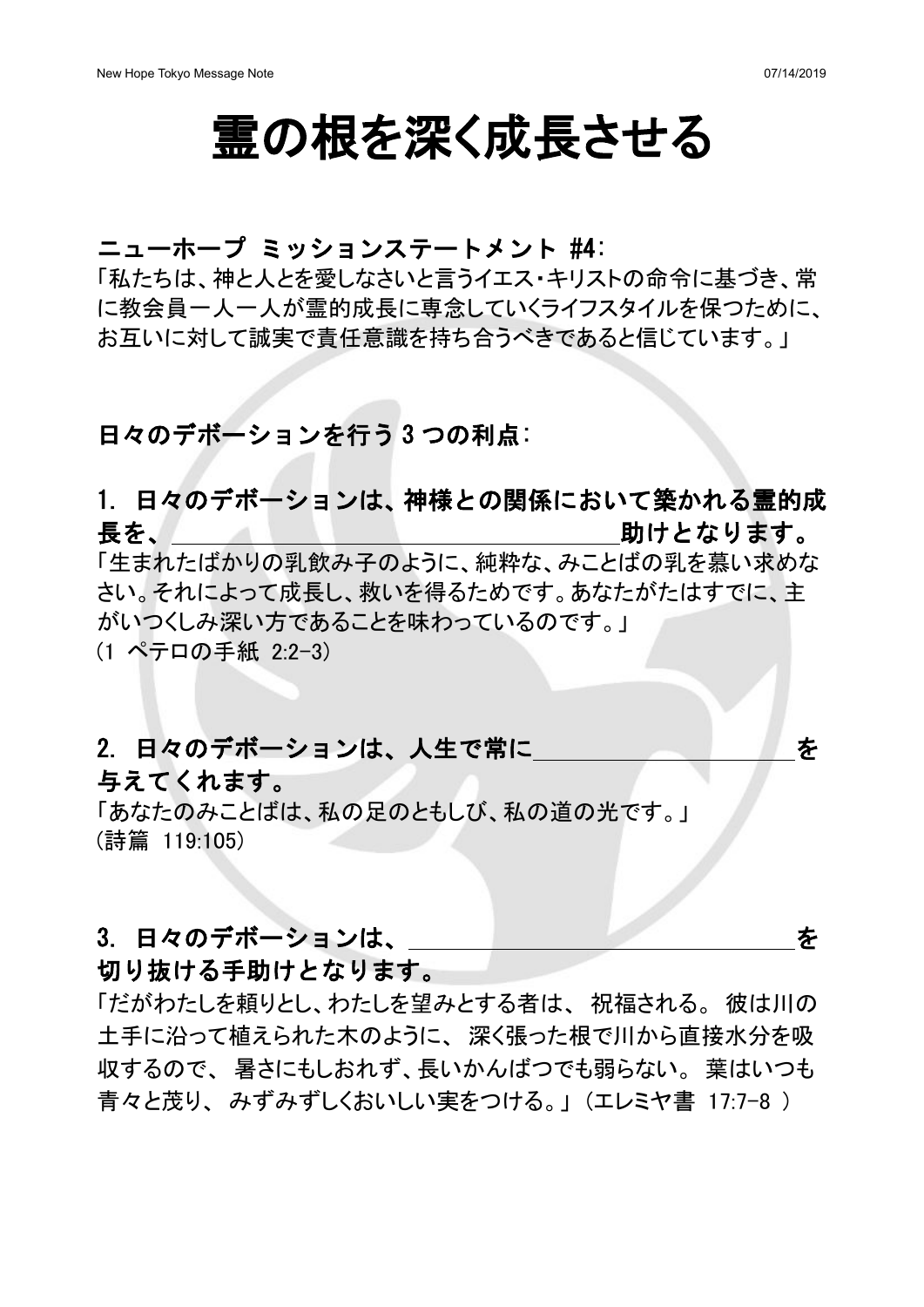# 霊の根を深く成長させる

**ニューホープ ミッションステートメント #4:**

「私たちは、神と人とを愛しなさいと言うイエス・キリストの命令に基づき、常に教会員一人一人が霊的成長に専念していくライフスタイルを保つために、お互いに対して誠実で責任意識を持ち合うべきであると信じています。」

**日々のデボーションを行う 3 つの利点:**

### 1. 日々のデボーションは、神様との関係において築かれる霊的成長を、＿＿＿＿＿＿＿＿＿＿＿＿＿＿助けとなります。

「生まれたばかりの乳飲み子のように、純粋な、みことばの乳を慕い求めなさい。それによって成長し、救いを得るためです。あなたがたはすでに、主がいつくしみ深い方であることを味わっているのです。」
(1 ペテロの手紙 2:2-3)

### 2. 日々のデボーションは、人生で常に＿＿＿＿＿＿＿＿＿＿＿＿を与えてくれます。

「あなたのみことばは、私の足のともしび、私の道の光です。」
(詩篇 119:105)

### 3. 日々のデボーションは、＿＿＿＿＿＿＿＿＿＿＿＿＿＿＿＿を切り抜ける手助けとなります。

「だがわたしを頼りとし、わたしを望みとする者は、 祝福される。 彼は川の土手に沿って植えられた木のように、 深く張った根で川から直接水分を吸収するので、 暑さにもしおれず、長いかんばつでも弱らない。 葉はいつも青々と茂り、 みずみずしくおいしい実をつける。」(エレミヤ書 17:7-8 )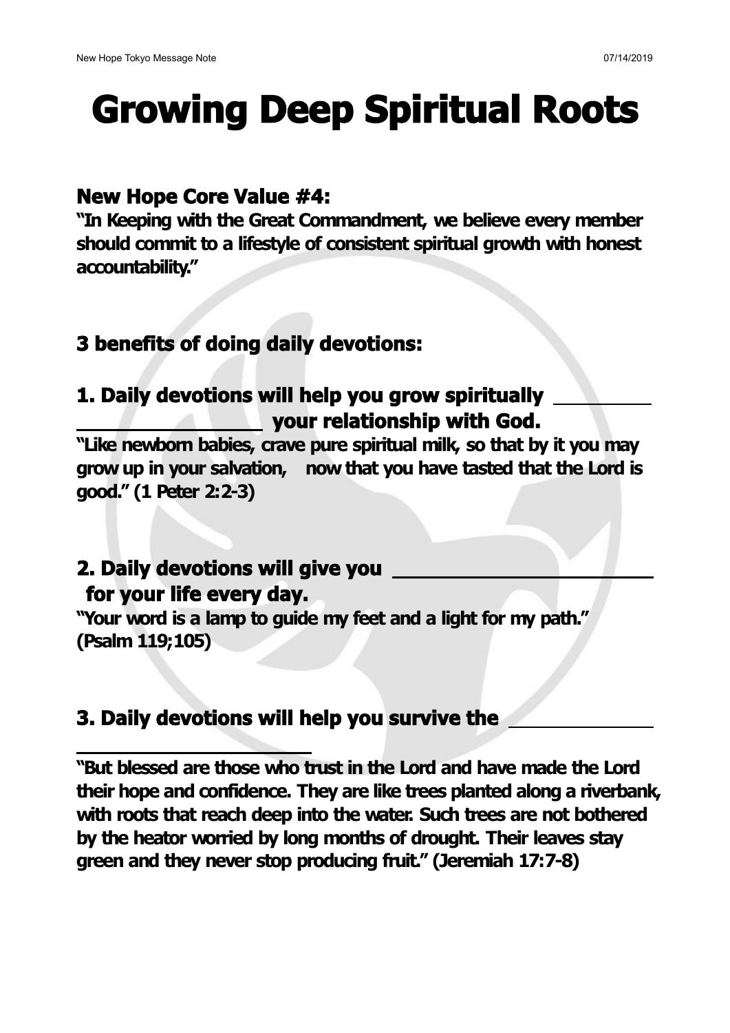# Growing Deep Spiritual Roots

### New Hope Core Value #4:

**"In Keeping with the Great Commandment, we believe every member should commit to a lifestyle of consistent spiritual growth with honest accountability."**

### 3 benefits of doing daily devotions:

### 1. Daily devotions will help you grow spiritually ________ ________________ your relationship with God.

**"Like newborn babies, crave pure spiritual milk, so that by it you may grow up in your salvation, now that you have tasted that the Lord is good." (1 Peter 2:2-3)**

### 2. Daily devotions will give you ______________________ for your life every day.

**"Your word is a lamp to guide my feet and a light for my path." (Psalm 119;105)**

### 3. Daily devotions will help you survive the ____________ ______________________

**"But blessed are those who trust in the Lord and have made the Lord their hope and confidence. They are like trees planted along a riverbank, with roots that reach deep into the water. Such trees are not bothered by the heator worried by long months of drought. Their leaves stay green and they never stop producing fruit." (Jeremiah 17:7-8)**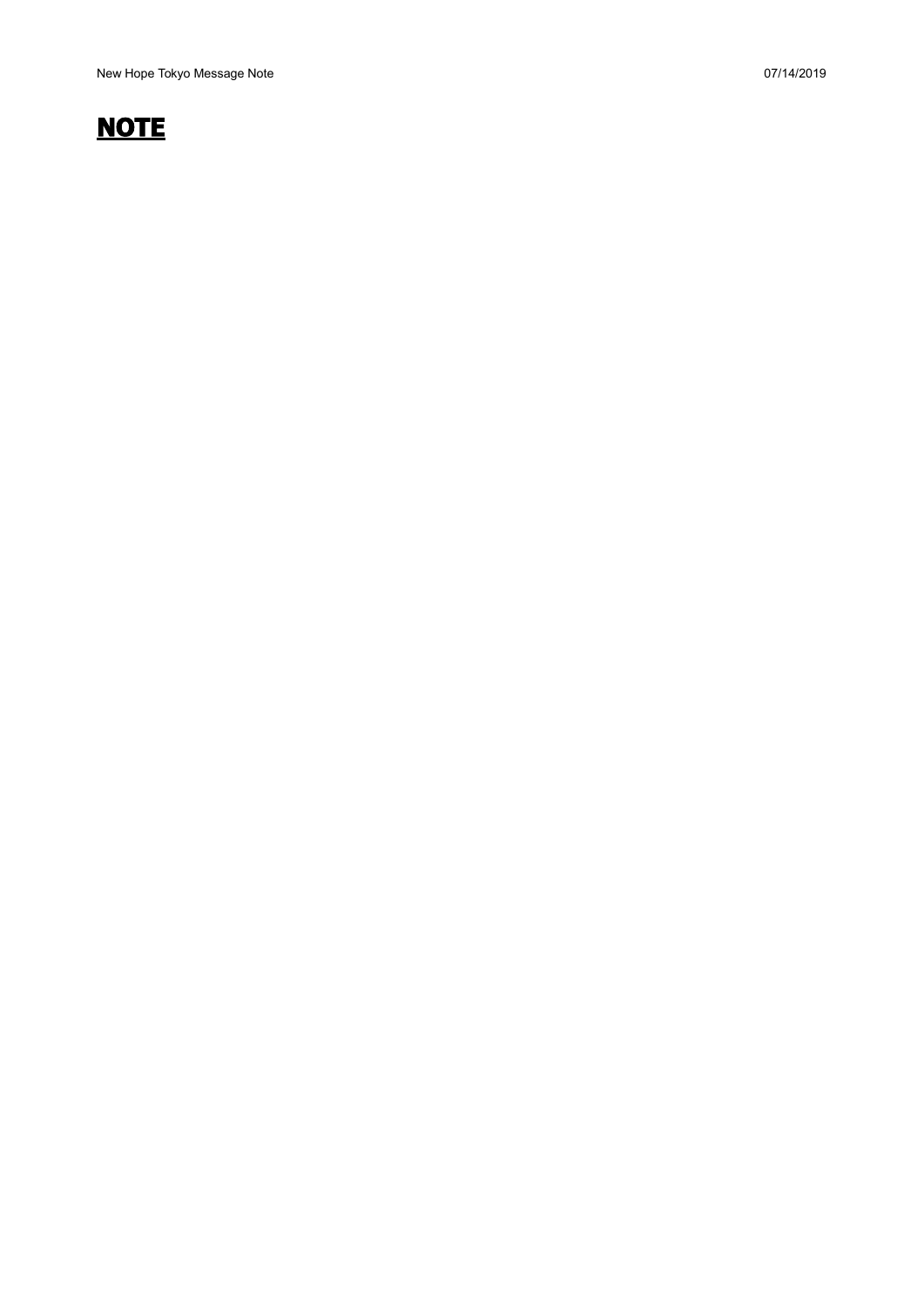# **NOTE**